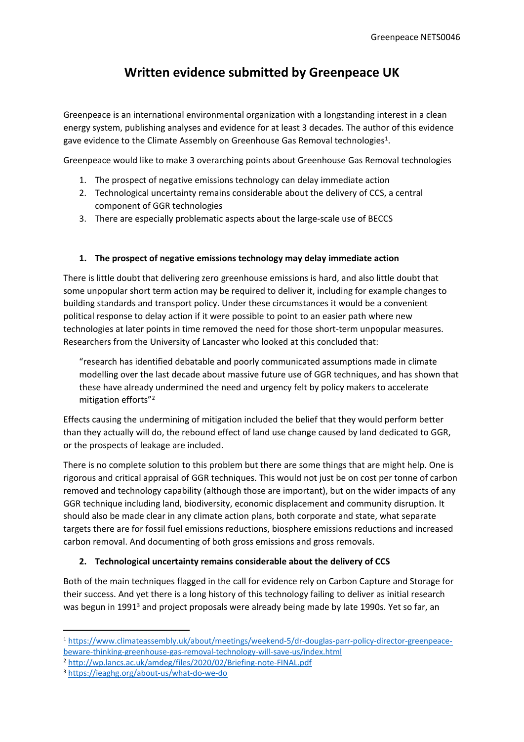# Written evidence submitted by Greenpeace UK

Greenpeace is an international environmental organization with a longstanding interest in a clean energy system, publishing analyses and evidence for at least 3 decades. The author of this evidence gave evidence to the Climate Assembly on Greenhouse Gas Removal technologies[1].

Greenpeace would like to make 3 overarching points about Greenhouse Gas Removal technologies

1. The prospect of negative emissions technology can delay immediate action
2. Technological uncertainty remains considerable about the delivery of CCS, a central component of GGR technologies
3. There are especially problematic aspects about the large-scale use of BECCS

## 1. The prospect of negative emissions technology may delay immediate action

There is little doubt that delivering zero greenhouse emissions is hard, and also little doubt that some unpopular short term action may be required to deliver it, including for example changes to building standards and transport policy. Under these circumstances it would be a convenient political response to delay action if it were possible to point to an easier path where new technologies at later points in time removed the need for those short-term unpopular measures. Researchers from the University of Lancaster who looked at this concluded that:

> "research has identified debatable and poorly communicated assumptions made in climate modelling over the last decade about massive future use of GGR techniques, and has shown that these have already undermined the need and urgency felt by policy makers to accelerate mitigation efforts"[2]

Effects causing the undermining of mitigation included the belief that they would perform better than they actually will do, the rebound effect of land use change caused by land dedicated to GGR, or the prospects of leakage are included.

There is no complete solution to this problem but there are some things that are might help. One is rigorous and critical appraisal of GGR techniques. This would not just be on cost per tonne of carbon removed and technology capability (although those are important), but on the wider impacts of any GGR technique including land, biodiversity, economic displacement and community disruption. It should also be made clear in any climate action plans, both corporate and state, what separate targets there are for fossil fuel emissions reductions, biosphere emissions reductions and increased carbon removal. And documenting of both gross emissions and gross removals.

## 2. Technological uncertainty remains considerable about the delivery of CCS

Both of the main techniques flagged in the call for evidence rely on Carbon Capture and Storage for their success. And yet there is a long history of this technology failing to deliver as initial research was begun in 1991[3] and project proposals were already being made by late 1990s. Yet so far, an

---

[1] https://www.climateassembly.uk/about/meetings/weekend-5/dr-douglas-parr-policy-director-greenpeace-beware-thinking-greenhouse-gas-removal-technology-will-save-us/index.html

[2] http://wp.lancs.ac.uk/amdeg/files/2020/02/Briefing-note-FINAL.pdf

[3] https://ieaghg.org/about-us/what-do-we-do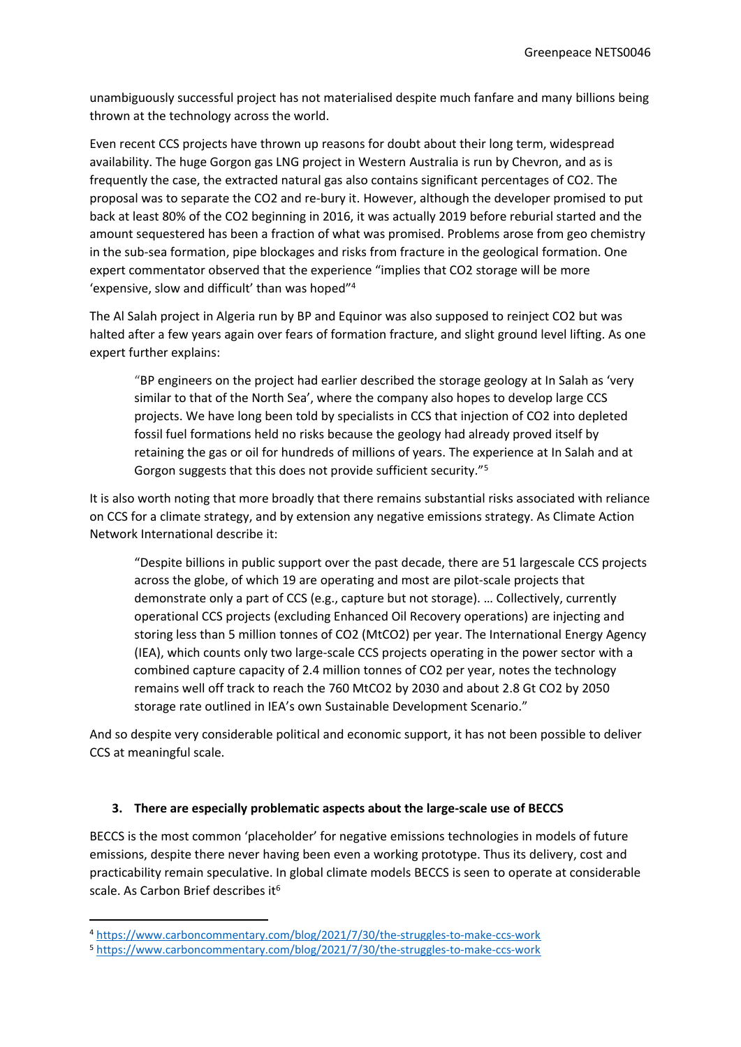unambiguously successful project has not materialised despite much fanfare and many billions being thrown at the technology across the world.

Even recent CCS projects have thrown up reasons for doubt about their long term, widespread availability. The huge Gorgon gas LNG project in Western Australia is run by Chevron, and as is frequently the case, the extracted natural gas also contains significant percentages of $CO_2$. The proposal was to separate the $CO_2$ and re-bury it. However, although the developer promised to put back at least 80% of the $CO_2$ beginning in 2016, it was actually 2019 before reburial started and the amount sequestered has been a fraction of what was promised. Problems arose from geo chemistry in the sub-sea formation, pipe blockages and risks from fracture in the geological formation. One expert commentator observed that the experience "implies that $CO_2$ storage will be more 'expensive, slow and difficult' than was hoped"[4]

The Al Salah project in Algeria run by BP and Equinor was also supposed to reinject $CO_2$ but was halted after a few years again over fears of formation fracture, and slight ground level lifting. As one expert further explains:

> "BP engineers on the project had earlier described the storage geology at In Salah as 'very similar to that of the North Sea', where the company also hopes to develop large CCS projects. We have long been told by specialists in CCS that injection of $CO_2$ into depleted fossil fuel formations held no risks because the geology had already proved itself by retaining the gas or oil for hundreds of millions of years. The experience at In Salah and at Gorgon suggests that this does not provide sufficient security."[5]

It is also worth noting that more broadly that there remains substantial risks associated with reliance on CCS for a climate strategy, and by extension any negative emissions strategy. As Climate Action Network International describe it:

> "Despite billions in public support over the past decade, there are 51 largescale CCS projects across the globe, of which 19 are operating and most are pilot-scale projects that demonstrate only a part of CCS (e.g., capture but not storage). … Collectively, currently operational CCS projects (excluding Enhanced Oil Recovery operations) are injecting and storing less than 5 million tonnes of $CO_2$ ($MtCO_2$) per year. The International Energy Agency (IEA), which counts only two large-scale CCS projects operating in the power sector with a combined capture capacity of 2.4 million tonnes of $CO_2$ per year, notes the technology remains well off track to reach the 760 $MtCO_2$ by 2030 and about 2.8 Gt $CO_2$ by 2050 storage rate outlined in IEA's own Sustainable Development Scenario."

And so despite very considerable political and economic support, it has not been possible to deliver CCS at meaningful scale.

### 3. There are especially problematic aspects about the large-scale use of BECCS

BECCS is the most common 'placeholder' for negative emissions technologies in models of future emissions, despite there never having been even a working prototype. Thus its delivery, cost and practicability remain speculative. In global climate models BECCS is seen to operate at considerable scale. As Carbon Brief describes it[6]

---

[4] https://www.carboncommentary.com/blog/2021/7/30/the-struggles-to-make-ccs-work

[5] https://www.carboncommentary.com/blog/2021/7/30/the-struggles-to-make-ccs-work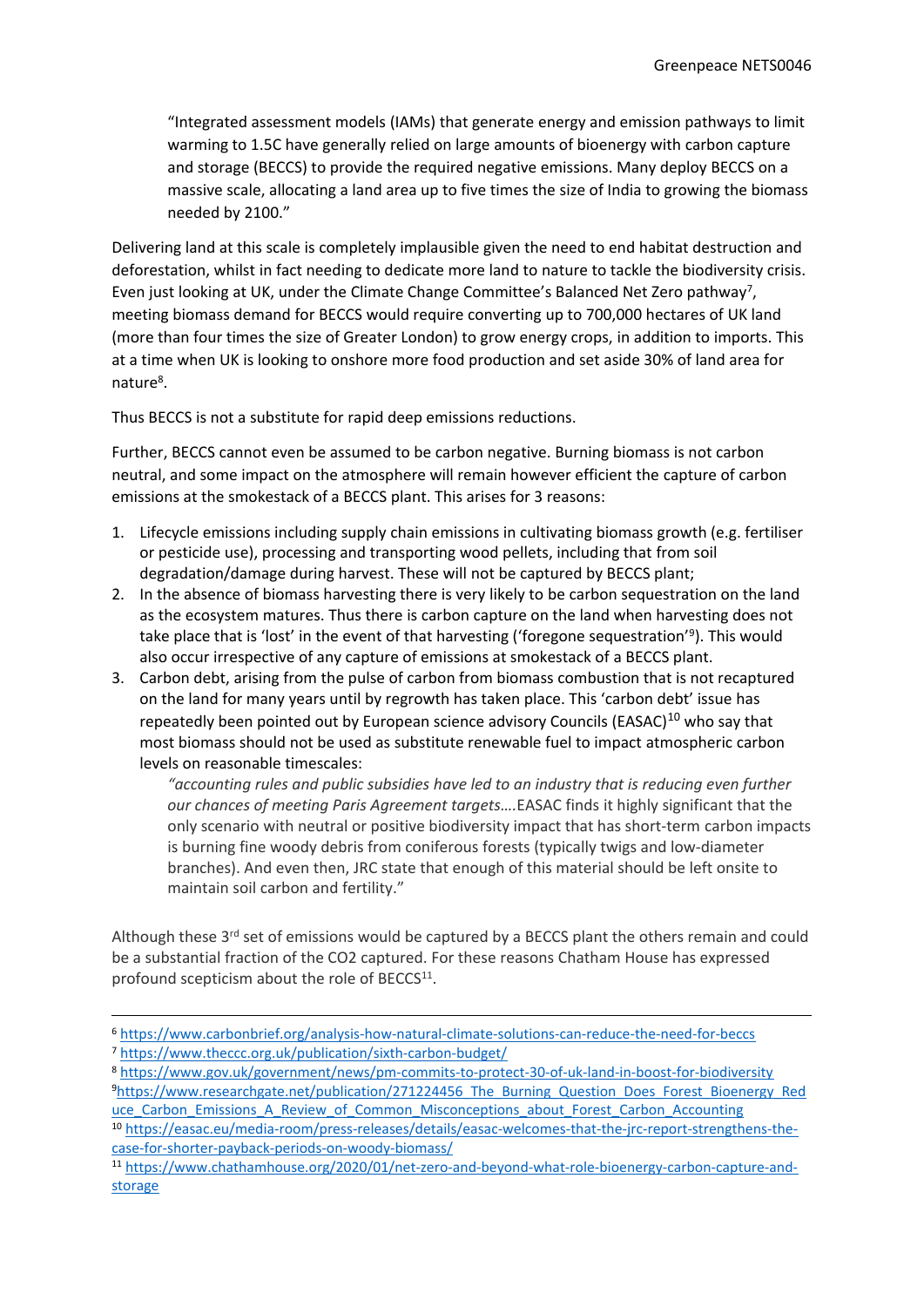"Integrated assessment models (IAMs) that generate energy and emission pathways to limit warming to 1.5C have generally relied on large amounts of bioenergy with carbon capture and storage (BECCS) to provide the required negative emissions. Many deploy BECCS on a massive scale, allocating a land area up to five times the size of India to growing the biomass needed by 2100."

Delivering land at this scale is completely implausible given the need to end habitat destruction and deforestation, whilst in fact needing to dedicate more land to nature to tackle the biodiversity crisis. Even just looking at UK, under the Climate Change Committee's Balanced Net Zero pathway[7], meeting biomass demand for BECCS would require converting up to 700,000 hectares of UK land (more than four times the size of Greater London) to grow energy crops, in addition to imports. This at a time when UK is looking to onshore more food production and set aside 30% of land area for nature[8].

Thus BECCS is not a substitute for rapid deep emissions reductions.

Further, BECCS cannot even be assumed to be carbon negative. Burning biomass is not carbon neutral, and some impact on the atmosphere will remain however efficient the capture of carbon emissions at the smokestack of a BECCS plant. This arises for 3 reasons:

1. Lifecycle emissions including supply chain emissions in cultivating biomass growth (e.g. fertiliser or pesticide use), processing and transporting wood pellets, including that from soil degradation/damage during harvest. These will not be captured by BECCS plant;
2. In the absence of biomass harvesting there is very likely to be carbon sequestration on the land as the ecosystem matures. Thus there is carbon capture on the land when harvesting does not take place that is 'lost' in the event of that harvesting ('foregone sequestration'[9]). This would also occur irrespective of any capture of emissions at smokestack of a BECCS plant.
3. Carbon debt, arising from the pulse of carbon from biomass combustion that is not recaptured on the land for many years until by regrowth has taken place. This 'carbon debt' issue has repeatedly been pointed out by European science advisory Councils (EASAC)[10] who say that most biomass should not be used as substitute renewable fuel to impact atmospheric carbon levels on reasonable timescales:

   *"accounting rules and public subsidies have led to an industry that is reducing even further our chances of meeting Paris Agreement targets….*EASAC finds it highly significant that the only scenario with neutral or positive biodiversity impact that has short-term carbon impacts is burning fine woody debris from coniferous forests (typically twigs and low-diameter branches). And even then, JRC state that enough of this material should be left onsite to maintain soil carbon and fertility."

Although these 3rd set of emissions would be captured by a BECCS plant the others remain and could be a substantial fraction of the CO2 captured. For these reasons Chatham House has expressed profound scepticism about the role of BECCS[11].

---

[6] https://www.carbonbrief.org/analysis-how-natural-climate-solutions-can-reduce-the-need-for-beccs

[7] https://www.theccc.org.uk/publication/sixth-carbon-budget/

[8] https://www.gov.uk/government/news/pm-commits-to-protect-30-of-uk-land-in-boost-for-biodiversity

[9] https://www.researchgate.net/publication/271224456_The_Burning_Question_Does_Forest_Bioenergy_Reduce_Carbon_Emissions_A_Review_of_Common_Misconceptions_about_Forest_Carbon_Accounting

[10] https://easac.eu/media-room/press-releases/details/easac-welcomes-that-the-jrc-report-strengthens-the-case-for-shorter-payback-periods-on-woody-biomass/

[11] https://www.chathamhouse.org/2020/01/net-zero-and-beyond-what-role-bioenergy-carbon-capture-and-storage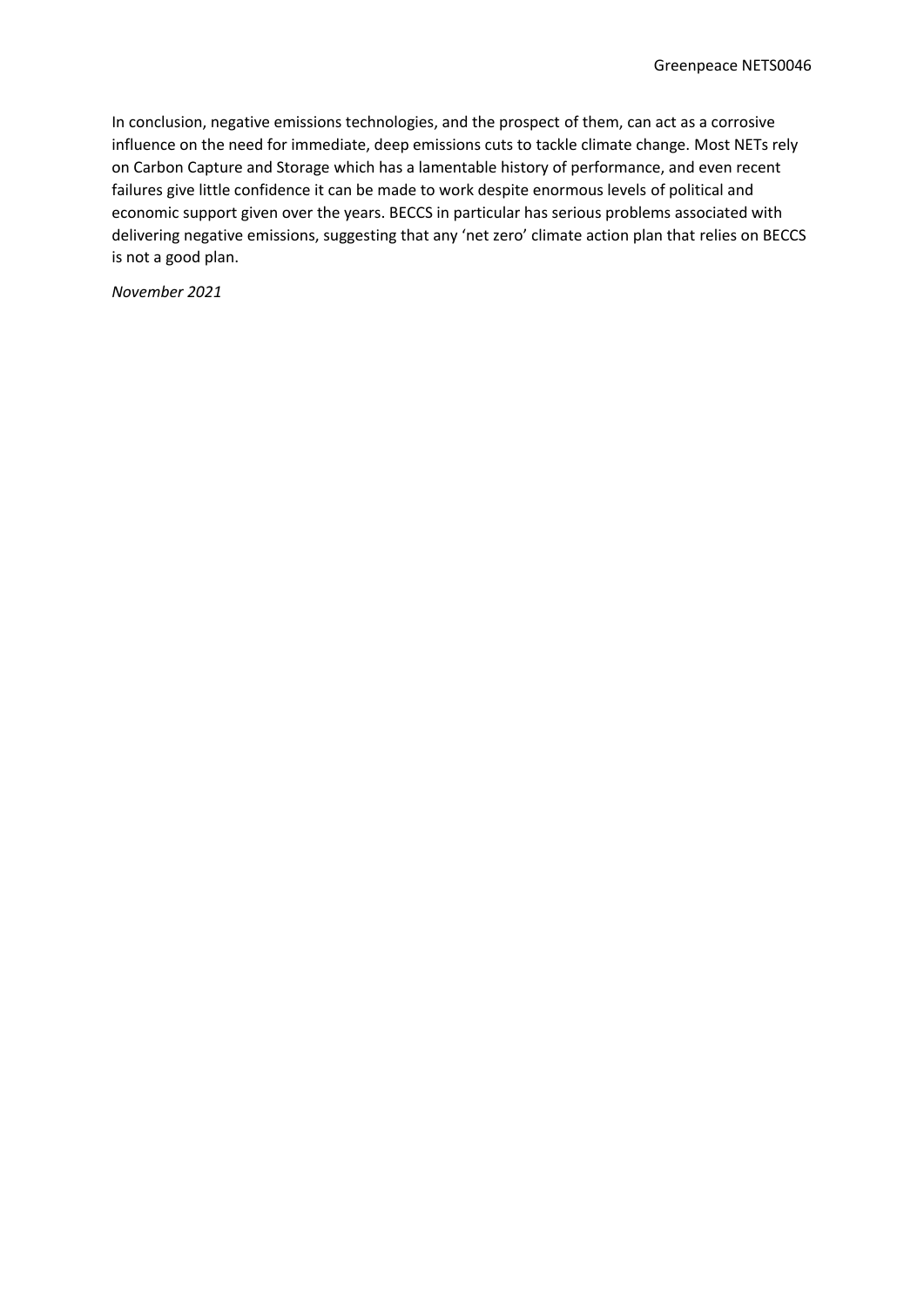In conclusion, negative emissions technologies, and the prospect of them, can act as a corrosive influence on the need for immediate, deep emissions cuts to tackle climate change. Most NETs rely on Carbon Capture and Storage which has a lamentable history of performance, and even recent failures give little confidence it can be made to work despite enormous levels of political and economic support given over the years. BECCS in particular has serious problems associated with delivering negative emissions, suggesting that any 'net zero' climate action plan that relies on BECCS is not a good plan.

*November 2021*